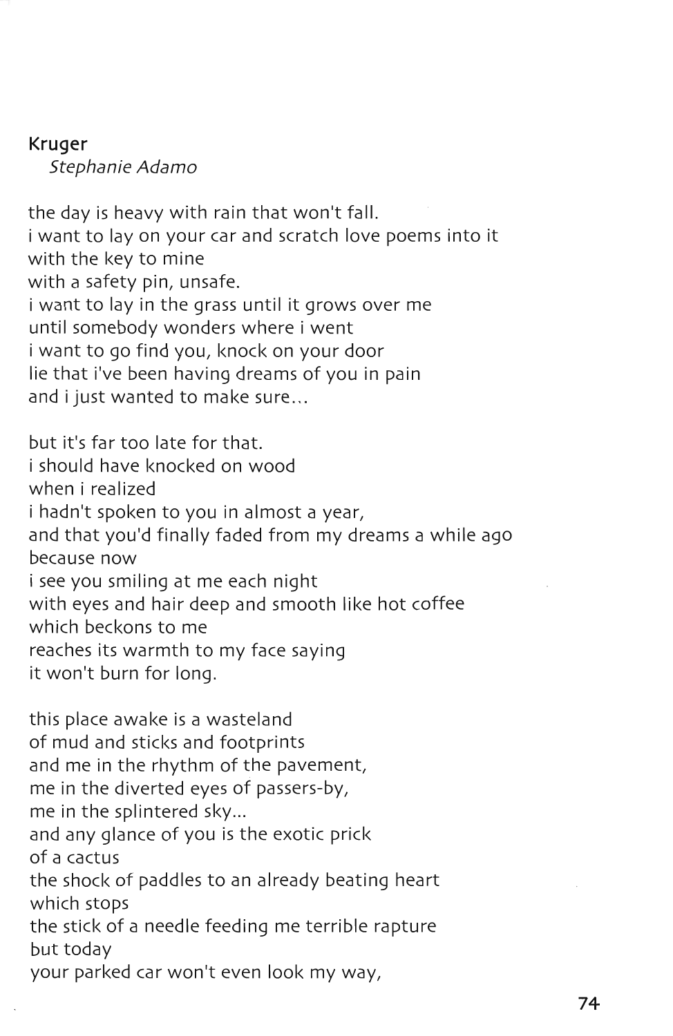## Kruger

*Stephanie Adamo*

the day is heavy with rain that won't fall.  
i want to lay on your car and scratch love poems into it  
with the key to mine  
with a safety pin, unsafe.  
i want to lay in the grass until it grows over me  
until somebody wonders where i went  
i want to go find you, knock on your door  
lie that i've been having dreams of you in pain  
and i just wanted to make sure...

but it's far too late for that.  
i should have knocked on wood  
when i realized  
i hadn't spoken to you in almost a year,  
and that you'd finally faded from my dreams a while ago  
because now  
i see you smiling at me each night  
with eyes and hair deep and smooth like hot coffee  
which beckons to me  
reaches its warmth to my face saying  
it won't burn for long.

this place awake is a wasteland  
of mud and sticks and footprints  
and me in the rhythm of the pavement,  
me in the diverted eyes of passers-by,  
me in the splintered sky...  
and any glance of you is the exotic prick  
of a cactus  
the shock of paddles to an already beating heart  
which stops  
the stick of a needle feeding me terrible rapture  
but today  
your parked car won't even look my way,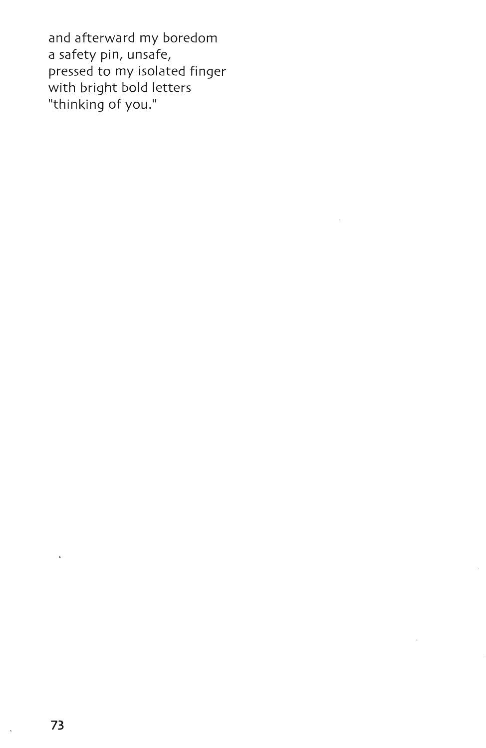and afterward my boredom  
a safety pin, unsafe,  
pressed to my isolated finger  
with bright bold letters  
"thinking of you."